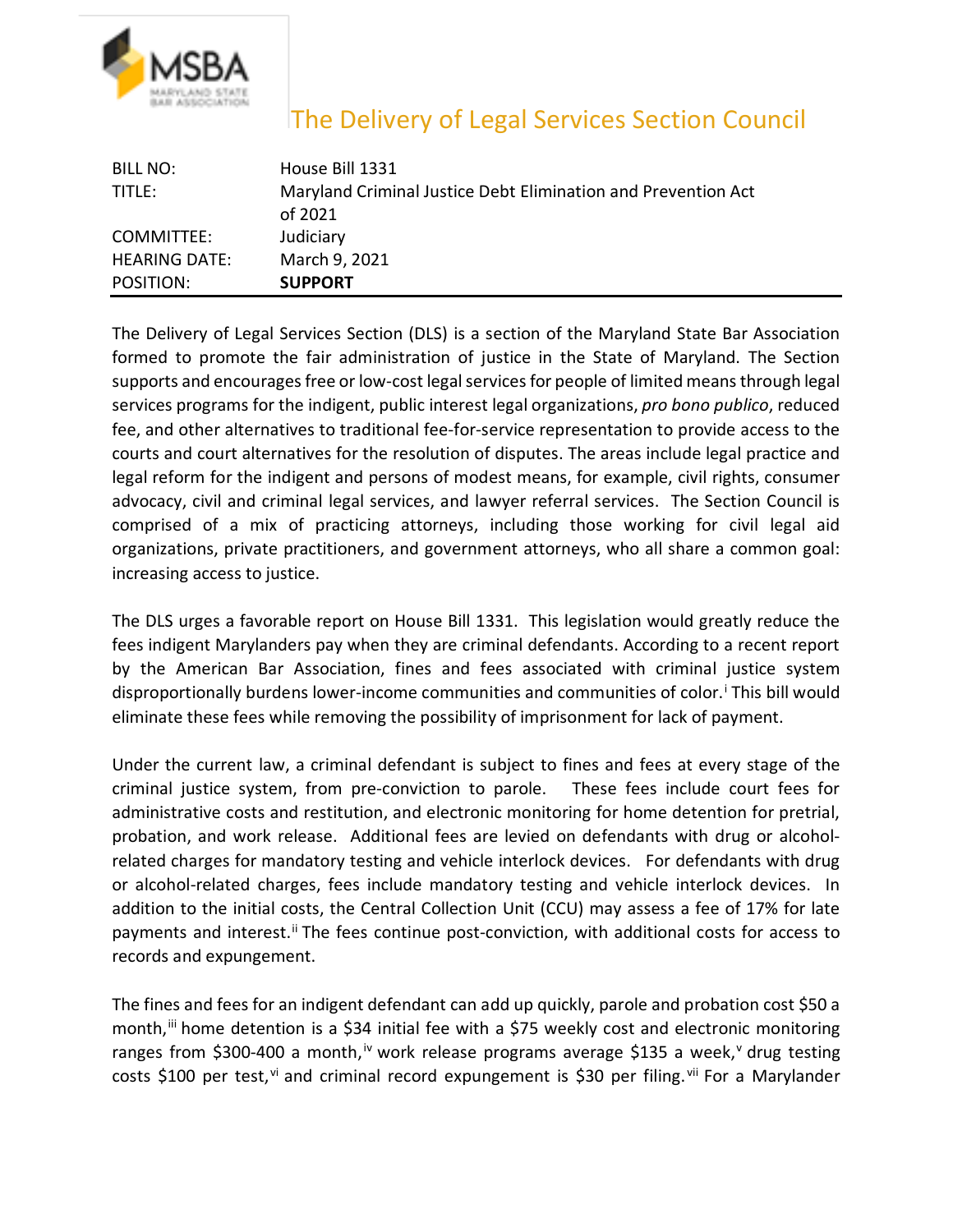MSBA
MARYLAND STATE BAR ASSOCIATION

# The Delivery of Legal Services Section Council

| | |
|---|---|
| BILL NO: | House Bill 1331 |
| TITLE: | Maryland Criminal Justice Debt Elimination and Prevention Act of 2021 |
| COMMITTEE: | Judiciary |
| HEARING DATE: | March 9, 2021 |
| POSITION: | **SUPPORT** |

The Delivery of Legal Services Section (DLS) is a section of the Maryland State Bar Association formed to promote the fair administration of justice in the State of Maryland. The Section supports and encourages free or low-cost legal services for people of limited means through legal services programs for the indigent, public interest legal organizations, *pro bono publico*, reduced fee, and other alternatives to traditional fee-for-service representation to provide access to the courts and court alternatives for the resolution of disputes. The areas include legal practice and legal reform for the indigent and persons of modest means, for example, civil rights, consumer advocacy, civil and criminal legal services, and lawyer referral services. The Section Council is comprised of a mix of practicing attorneys, including those working for civil legal aid organizations, private practitioners, and government attorneys, who all share a common goal: increasing access to justice.

The DLS urges a favorable report on House Bill 1331. This legislation would greatly reduce the fees indigent Marylanders pay when they are criminal defendants. According to a recent report by the American Bar Association, fines and fees associated with criminal justice system disproportionally burdens lower-income communities and communities of color.[i] This bill would eliminate these fees while removing the possibility of imprisonment for lack of payment.

Under the current law, a criminal defendant is subject to fines and fees at every stage of the criminal justice system, from pre-conviction to parole. These fees include court fees for administrative costs and restitution, and electronic monitoring for home detention for pretrial, probation, and work release. Additional fees are levied on defendants with drug or alcohol-related charges for mandatory testing and vehicle interlock devices. For defendants with drug or alcohol-related charges, fees include mandatory testing and vehicle interlock devices. In addition to the initial costs, the Central Collection Unit (CCU) may assess a fee of 17% for late payments and interest.[ii] The fees continue post-conviction, with additional costs for access to records and expungement.

The fines and fees for an indigent defendant can add up quickly, parole and probation cost $50 a month,[iii] home detention is a $34 initial fee with a $75 weekly cost and electronic monitoring ranges from $300-400 a month,[iv] work release programs average $135 a week,[v] drug testing costs $100 per test,[vi] and criminal record expungement is $30 per filing.[vii] For a Marylander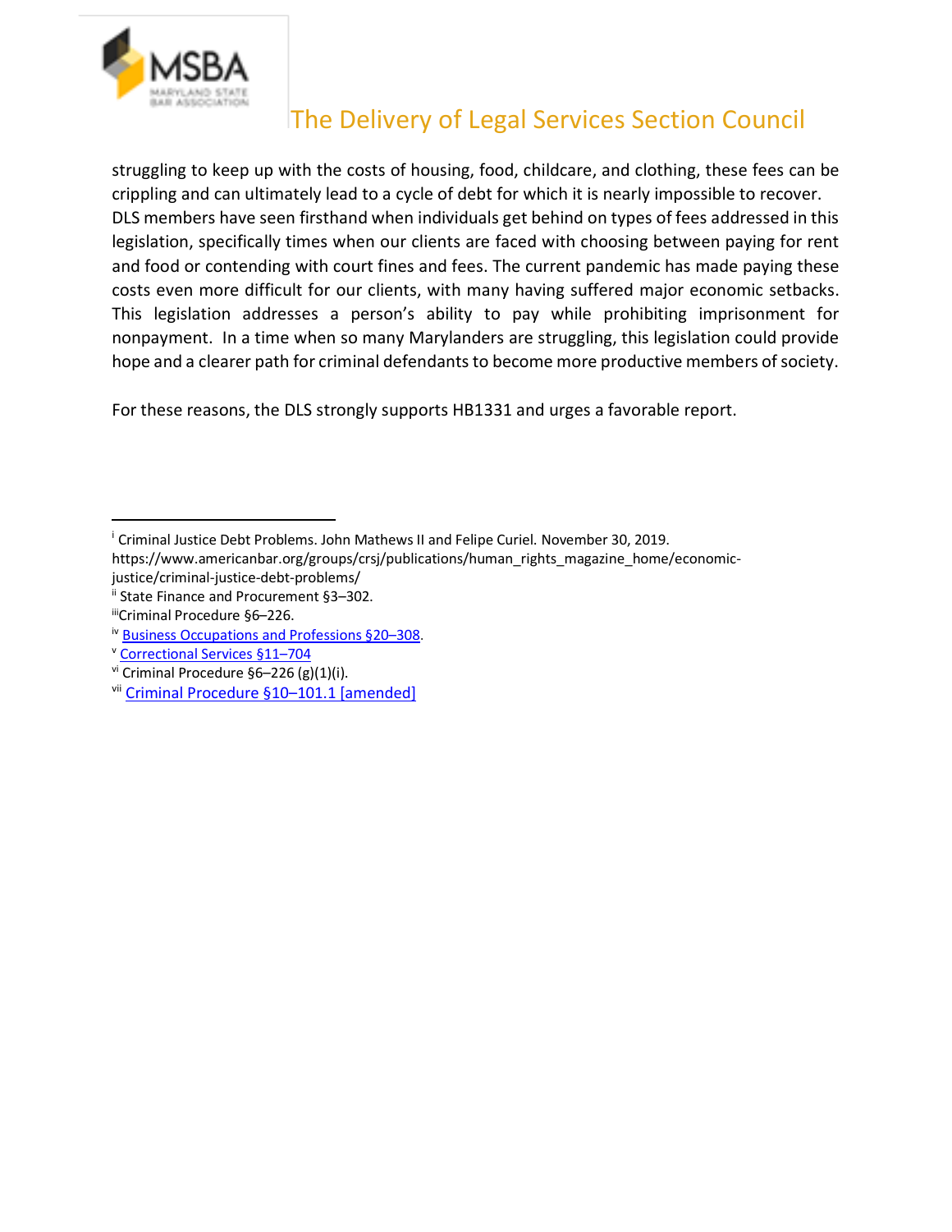struggling to keep up with the costs of housing, food, childcare, and clothing, these fees can be crippling and can ultimately lead to a cycle of debt for which it is nearly impossible to recover. DLS members have seen firsthand when individuals get behind on types of fees addressed in this legislation, specifically times when our clients are faced with choosing between paying for rent and food or contending with court fines and fees. The current pandemic has made paying these costs even more difficult for our clients, with many having suffered major economic setbacks. This legislation addresses a person's ability to pay while prohibiting imprisonment for nonpayment. In a time when so many Marylanders are struggling, this legislation could provide hope and a clearer path for criminal defendants to become more productive members of society.

For these reasons, the DLS strongly supports HB1331 and urges a favorable report.

---

[i] Criminal Justice Debt Problems. John Mathews II and Felipe Curiel. November 30, 2019. https://www.americanbar.org/groups/crsj/publications/human_rights_magazine_home/economic-justice/criminal-justice-debt-problems/

[ii] State Finance and Procurement §3–302.

[iii] Criminal Procedure §6–226.

[iv] Business Occupations and Professions §20–308.

[v] Correctional Services §11–704

[vi] Criminal Procedure §6–226 (g)(1)(i).

[vii] Criminal Procedure §10–101.1 [amended]